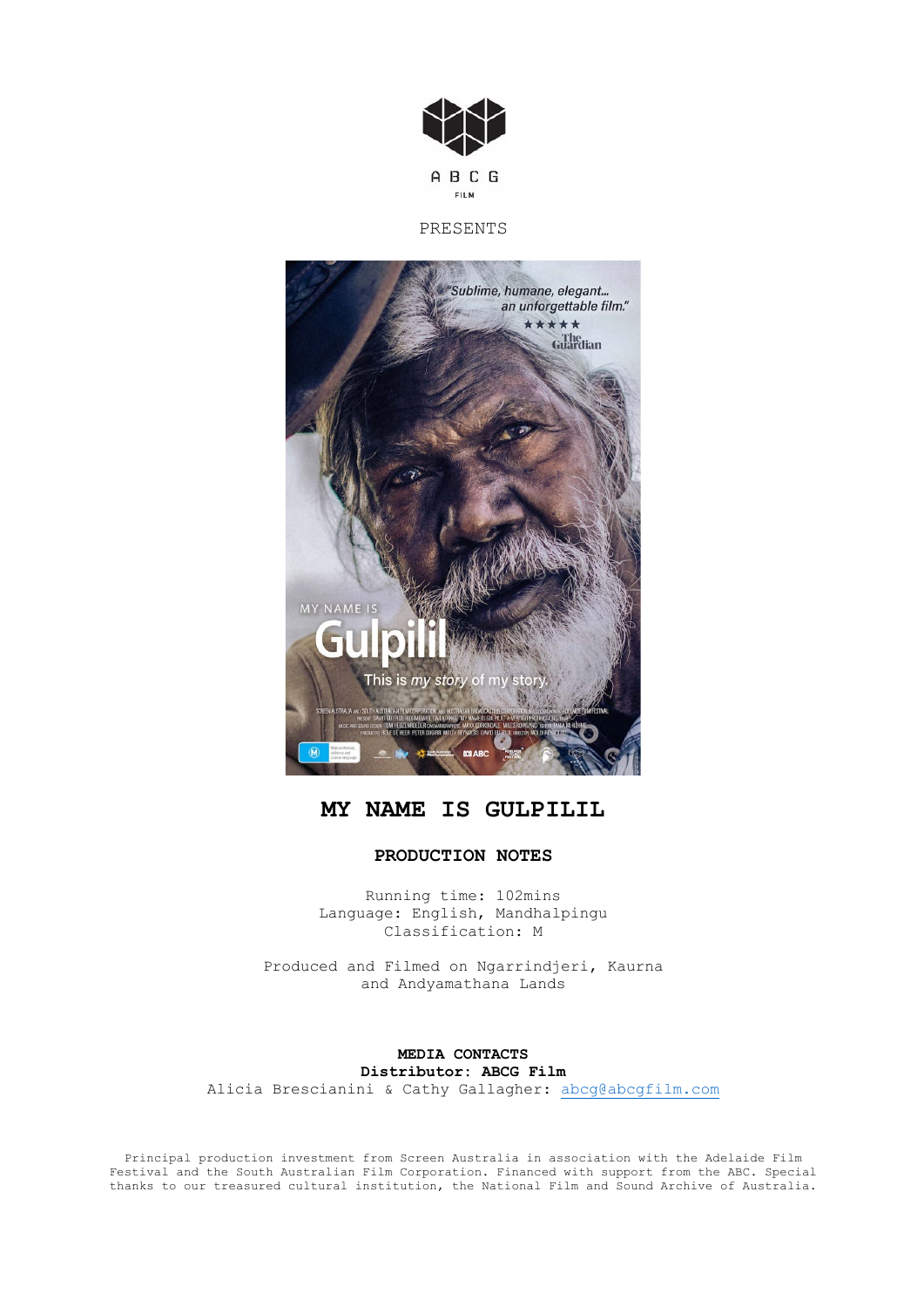ABCG FILM

PRESENTS

# MY NAME IS GULPILIL

## PRODUCTION NOTES

Running time: 102mins
Language: English, Mandhalpingu
Classification: M

Produced and Filmed on Ngarrindjeri, Kaurna and Andyamathana Lands

**MEDIA CONTACTS**
**Distributor: ABCG Film**
Alicia Brescianini & Cathy Gallagher: abcg@abcgfilm.com

Principal production investment from Screen Australia in association with the Adelaide Film Festival and the South Australian Film Corporation. Financed with support from the ABC. Special thanks to our treasured cultural institution, the National Film and Sound Archive of Australia.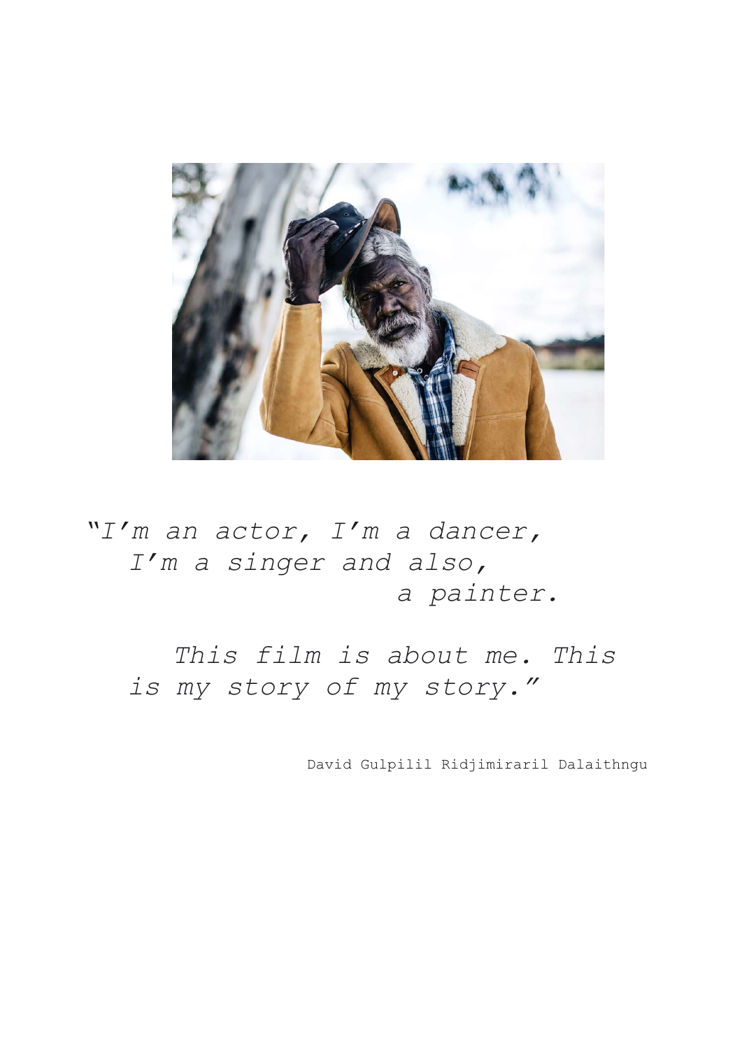*"I'm an actor, I'm a dancer,*
*I'm a singer and also,*
*a painter.*

*This film is about me. This*
*is my story of my story."*

David Gulpilil Ridjimiraril Dalaithngu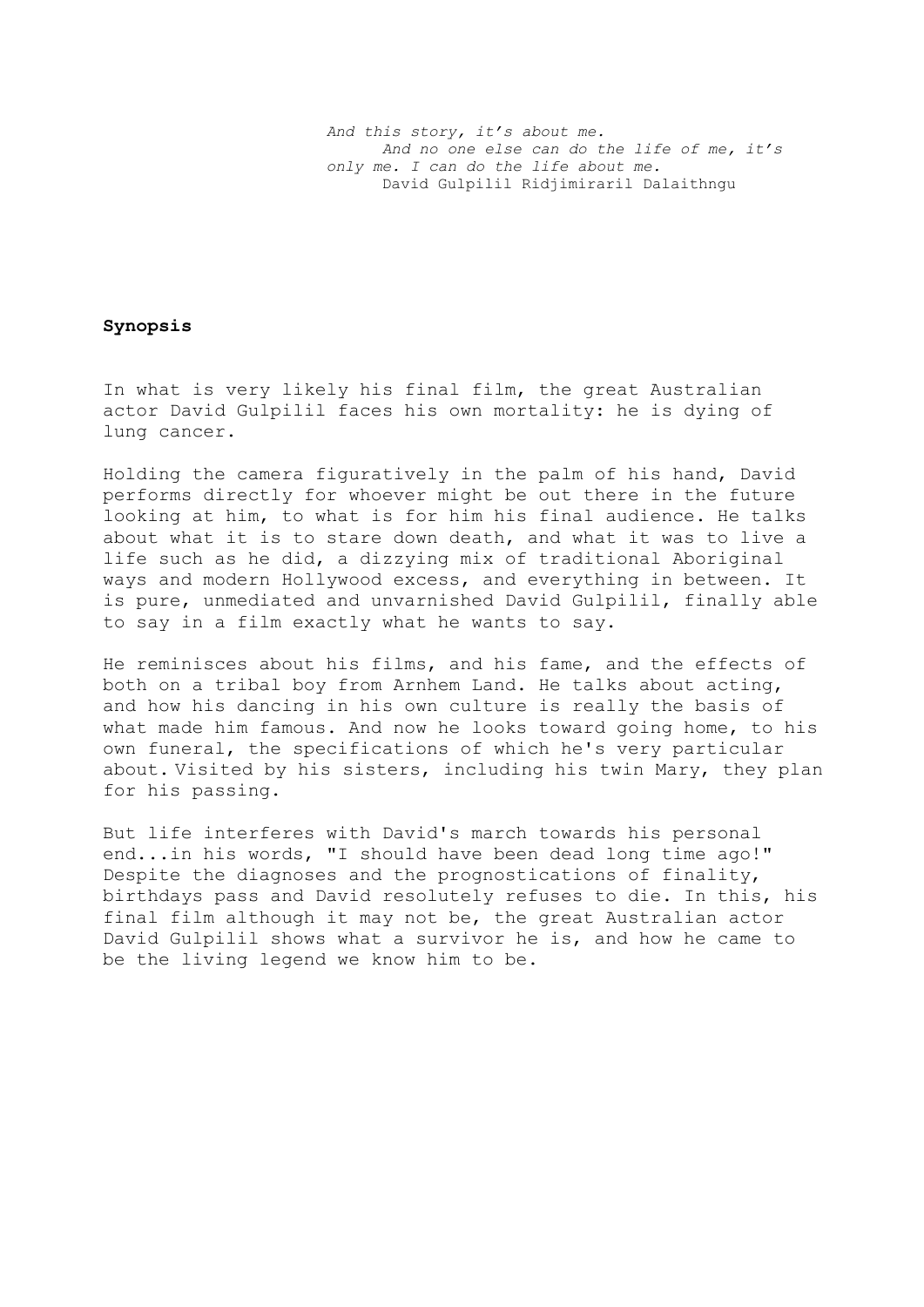*And this story, it's about me.*
*And no one else can do the life of me, it's only me. I can do the life about me.*
David Gulpilil Ridjimiraril Dalaithngu

**Synopsis**

In what is very likely his final film, the great Australian actor David Gulpilil faces his own mortality: he is dying of lung cancer.

Holding the camera figuratively in the palm of his hand, David performs directly for whoever might be out there in the future looking at him, to what is for him his final audience. He talks about what it is to stare down death, and what it was to live a life such as he did, a dizzying mix of traditional Aboriginal ways and modern Hollywood excess, and everything in between. It is pure, unmediated and unvarnished David Gulpilil, finally able to say in a film exactly what he wants to say.

He reminisces about his films, and his fame, and the effects of both on a tribal boy from Arnhem Land. He talks about acting, and how his dancing in his own culture is really the basis of what made him famous. And now he looks toward going home, to his own funeral, the specifications of which he's very particular about. Visited by his sisters, including his twin Mary, they plan for his passing.

But life interferes with David's march towards his personal end...in his words, "I should have been dead long time ago!" Despite the diagnoses and the prognostications of finality, birthdays pass and David resolutely refuses to die. In this, his final film although it may not be, the great Australian actor David Gulpilil shows what a survivor he is, and how he came to be the living legend we know him to be.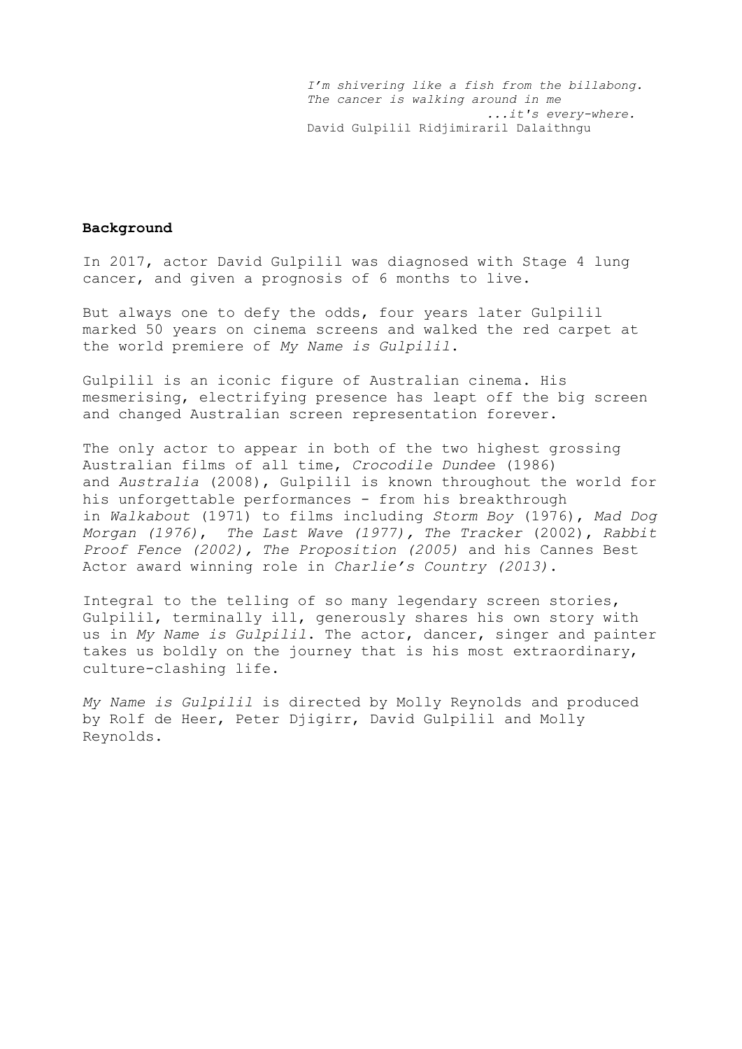*I'm shivering like a fish from the billabong.*
*The cancer is walking around in me*
*...it's every-where.*
David Gulpilil Ridjimiraril Dalaithngu

**Background**

In 2017, actor David Gulpilil was diagnosed with Stage 4 lung cancer, and given a prognosis of 6 months to live.

But always one to defy the odds, four years later Gulpilil marked 50 years on cinema screens and walked the red carpet at the world premiere of *My Name is Gulpilil*.

Gulpilil is an iconic figure of Australian cinema. His mesmerising, electrifying presence has leapt off the big screen and changed Australian screen representation forever.

The only actor to appear in both of the two highest grossing Australian films of all time, *Crocodile Dundee* (1986) and *Australia* (2008), Gulpilil is known throughout the world for his unforgettable performances - from his breakthrough in *Walkabout* (1971) to films including *Storm Boy* (1976), *Mad Dog Morgan (1976)*, *The Last Wave (1977)*, *The Tracker* (2002), *Rabbit Proof Fence (2002)*, *The Proposition (2005)* and his Cannes Best Actor award winning role in *Charlie's Country (2013)*.

Integral to the telling of so many legendary screen stories, Gulpilil, terminally ill, generously shares his own story with us in *My Name is Gulpilil*. The actor, dancer, singer and painter takes us boldly on the journey that is his most extraordinary, culture-clashing life.

*My Name is Gulpilil* is directed by Molly Reynolds and produced by Rolf de Heer, Peter Djigirr, David Gulpilil and Molly Reynolds.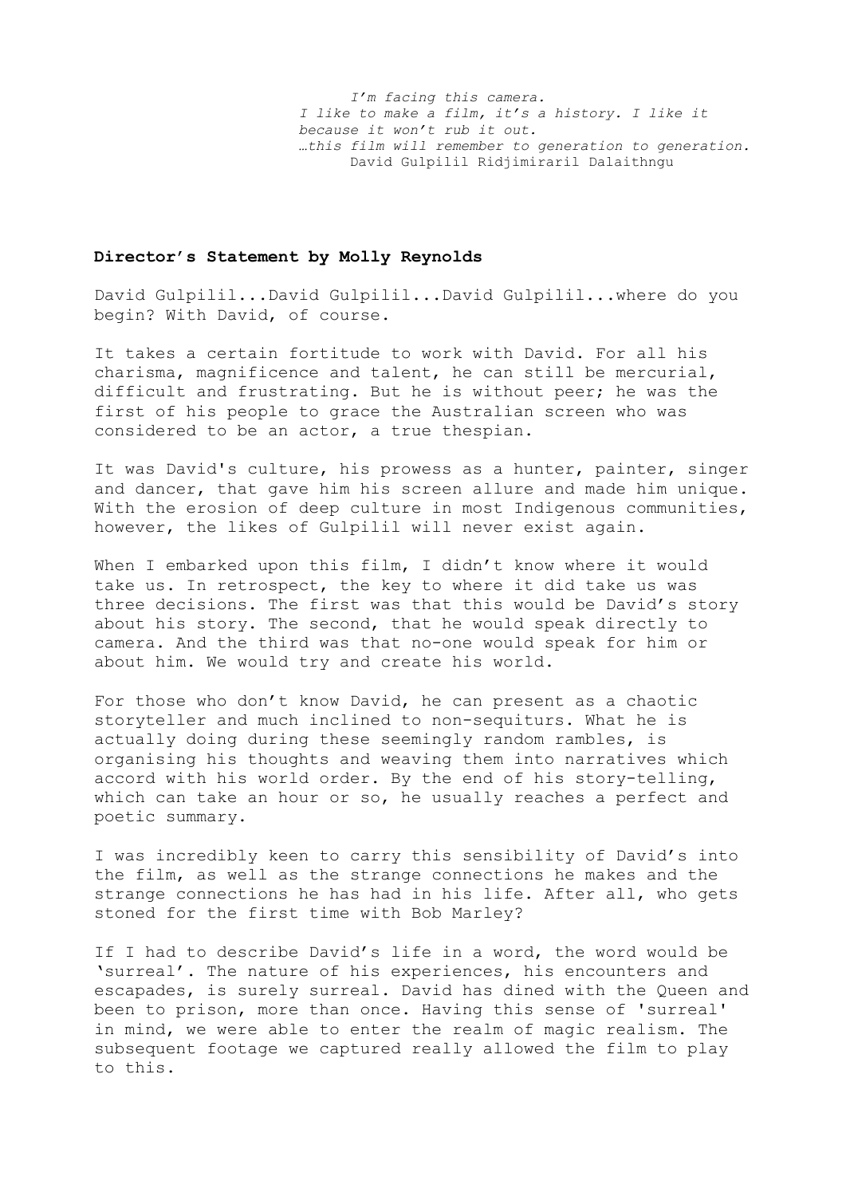*I'm facing this camera.*
*I like to make a film, it's a history. I like it because it won't rub it out.*
*…this film will remember to generation to generation.*
David Gulpilil Ridjimiraril Dalaithngu

**Director's Statement by Molly Reynolds**

David Gulpilil...David Gulpilil...David Gulpilil...where do you begin? With David, of course.

It takes a certain fortitude to work with David. For all his charisma, magnificence and talent, he can still be mercurial, difficult and frustrating. But he is without peer; he was the first of his people to grace the Australian screen who was considered to be an actor, a true thespian.

It was David's culture, his prowess as a hunter, painter, singer and dancer, that gave him his screen allure and made him unique. With the erosion of deep culture in most Indigenous communities, however, the likes of Gulpilil will never exist again.

When I embarked upon this film, I didn't know where it would take us. In retrospect, the key to where it did take us was three decisions. The first was that this would be David's story about his story. The second, that he would speak directly to camera. And the third was that no-one would speak for him or about him. We would try and create his world.

For those who don't know David, he can present as a chaotic storyteller and much inclined to non-sequiturs. What he is actually doing during these seemingly random rambles, is organising his thoughts and weaving them into narratives which accord with his world order. By the end of his story-telling, which can take an hour or so, he usually reaches a perfect and poetic summary.

I was incredibly keen to carry this sensibility of David's into the film, as well as the strange connections he makes and the strange connections he has had in his life. After all, who gets stoned for the first time with Bob Marley?

If I had to describe David's life in a word, the word would be 'surreal'. The nature of his experiences, his encounters and escapades, is surely surreal. David has dined with the Queen and been to prison, more than once. Having this sense of 'surreal' in mind, we were able to enter the realm of magic realism. The subsequent footage we captured really allowed the film to play to this.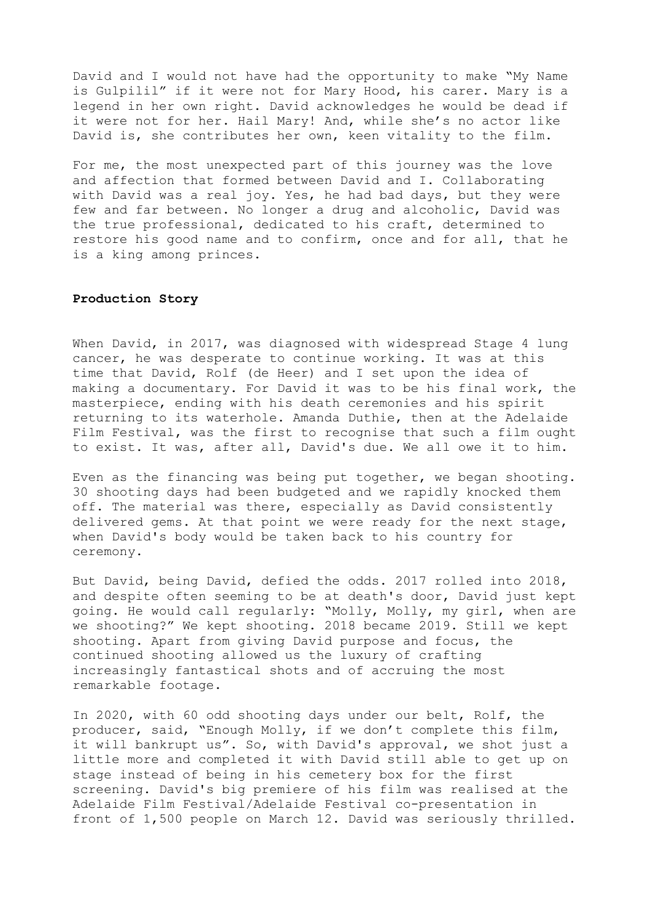David and I would not have had the opportunity to make "My Name is Gulpilil" if it were not for Mary Hood, his carer. Mary is a legend in her own right. David acknowledges he would be dead if it were not for her. Hail Mary! And, while she's no actor like David is, she contributes her own, keen vitality to the film.

For me, the most unexpected part of this journey was the love and affection that formed between David and I. Collaborating with David was a real joy. Yes, he had bad days, but they were few and far between. No longer a drug and alcoholic, David was the true professional, dedicated to his craft, determined to restore his good name and to confirm, once and for all, that he is a king among princes.

**Production Story**

When David, in 2017, was diagnosed with widespread Stage 4 lung cancer, he was desperate to continue working. It was at this time that David, Rolf (de Heer) and I set upon the idea of making a documentary. For David it was to be his final work, the masterpiece, ending with his death ceremonies and his spirit returning to its waterhole. Amanda Duthie, then at the Adelaide Film Festival, was the first to recognise that such a film ought to exist. It was, after all, David's due. We all owe it to him.

Even as the financing was being put together, we began shooting. 30 shooting days had been budgeted and we rapidly knocked them off. The material was there, especially as David consistently delivered gems. At that point we were ready for the next stage, when David's body would be taken back to his country for ceremony.

But David, being David, defied the odds. 2017 rolled into 2018, and despite often seeming to be at death's door, David just kept going. He would call regularly: "Molly, Molly, my girl, when are we shooting?" We kept shooting. 2018 became 2019. Still we kept shooting. Apart from giving David purpose and focus, the continued shooting allowed us the luxury of crafting increasingly fantastical shots and of accruing the most remarkable footage.

In 2020, with 60 odd shooting days under our belt, Rolf, the producer, said, "Enough Molly, if we don't complete this film, it will bankrupt us". So, with David's approval, we shot just a little more and completed it with David still able to get up on stage instead of being in his cemetery box for the first screening. David's big premiere of his film was realised at the Adelaide Film Festival/Adelaide Festival co-presentation in front of 1,500 people on March 12. David was seriously thrilled.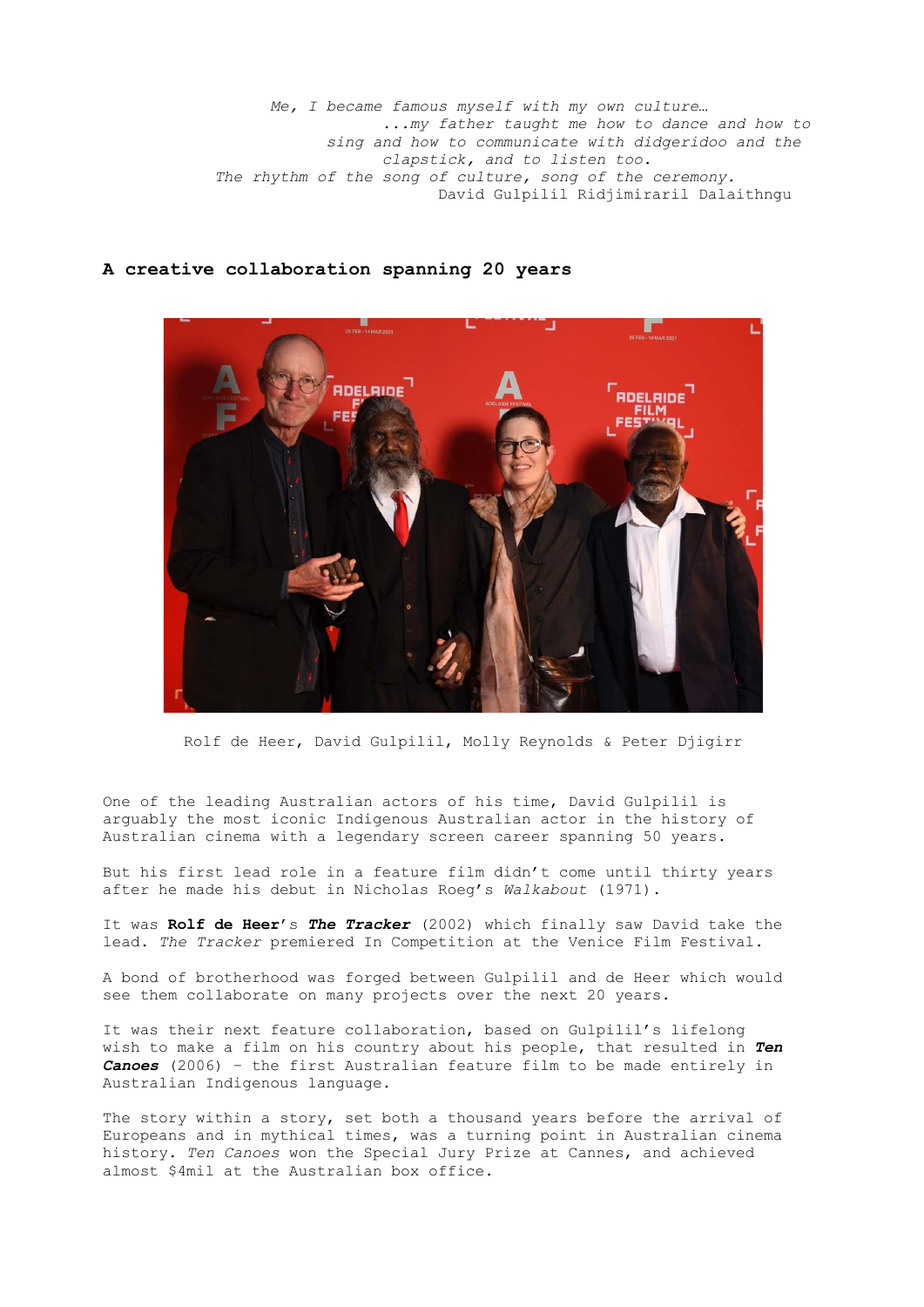*Me, I became famous myself with my own culture…*
*...my father taught me how to dance and how to sing and how to communicate with didgeridoo and the clapstick, and to listen too.*
*The rhythm of the song of culture, song of the ceremony.*
David Gulpilil Ridjimiraril Dalaithngu

## A creative collaboration spanning 20 years

Rolf de Heer, David Gulpilil, Molly Reynolds & Peter Djigirr

One of the leading Australian actors of his time, David Gulpilil is arguably the most iconic Indigenous Australian actor in the history of Australian cinema with a legendary screen career spanning 50 years.

But his first lead role in a feature film didn't come until thirty years after he made his debut in Nicholas Roeg's *Walkabout* (1971).

It was **Rolf de Heer**'s ***The Tracker*** (2002) which finally saw David take the lead. *The Tracker* premiered In Competition at the Venice Film Festival.

A bond of brotherhood was forged between Gulpilil and de Heer which would see them collaborate on many projects over the next 20 years.

It was their next feature collaboration, based on Gulpilil's lifelong wish to make a film on his country about his people, that resulted in ***Ten Canoes*** (2006) – the first Australian feature film to be made entirely in Australian Indigenous language.

The story within a story, set both a thousand years before the arrival of Europeans and in mythical times, was a turning point in Australian cinema history. *Ten Canoes* won the Special Jury Prize at Cannes, and achieved almost $4mil at the Australian box office.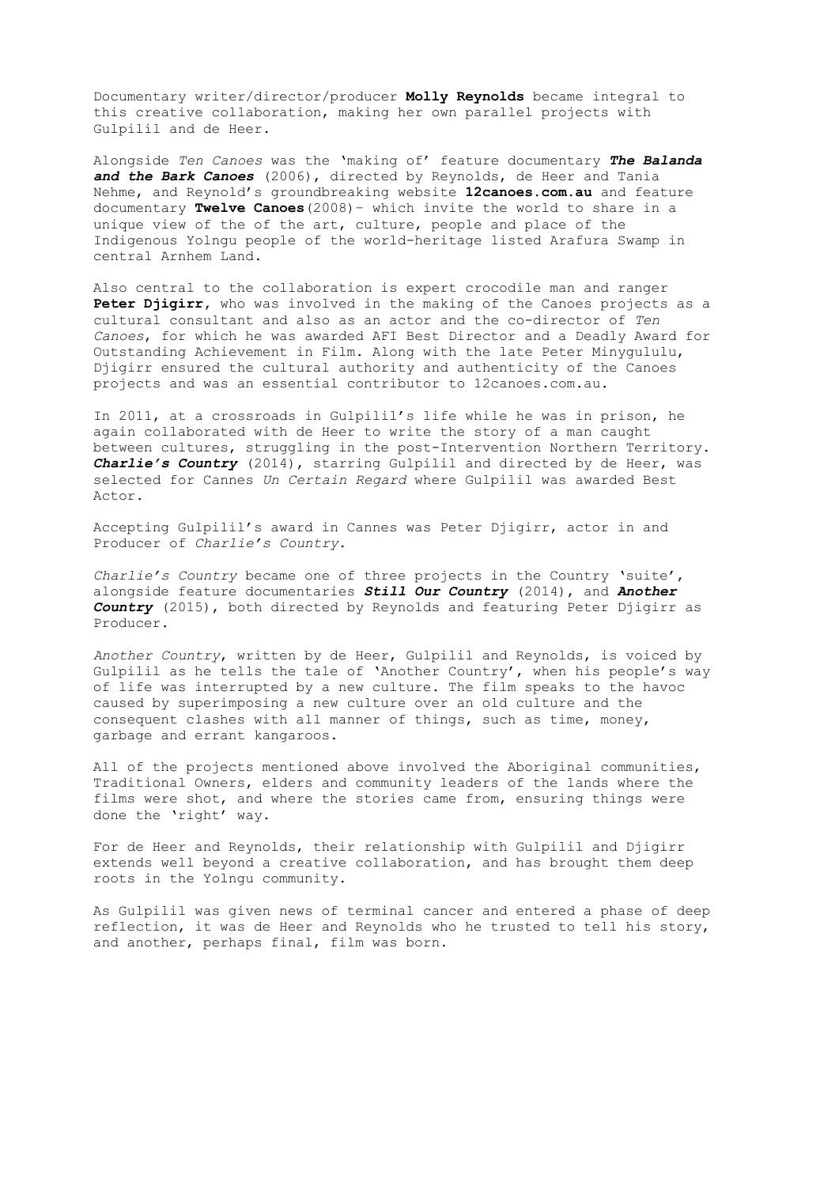Documentary writer/director/producer **Molly Reynolds** became integral to this creative collaboration, making her own parallel projects with Gulpilil and de Heer.

Alongside *Ten Canoes* was the 'making of' feature documentary ***The Balanda and the Bark Canoes*** (2006), directed by Reynolds, de Heer and Tania Nehme, and Reynold's groundbreaking website **12canoes.com.au** and feature documentary **Twelve Canoes**(2008)– which invite the world to share in a unique view of the of the art, culture, people and place of the Indigenous Yolngu people of the world-heritage listed Arafura Swamp in central Arnhem Land.

Also central to the collaboration is expert crocodile man and ranger **Peter Djigirr**, who was involved in the making of the Canoes projects as a cultural consultant and also as an actor and the co-director of *Ten Canoes*, for which he was awarded AFI Best Director and a Deadly Award for Outstanding Achievement in Film. Along with the late Peter Minygululu, Djigirr ensured the cultural authority and authenticity of the Canoes projects and was an essential contributor to 12canoes.com.au.

In 2011, at a crossroads in Gulpilil's life while he was in prison, he again collaborated with de Heer to write the story of a man caught between cultures, struggling in the post-Intervention Northern Territory. ***Charlie's Country*** (2014), starring Gulpilil and directed by de Heer, was selected for Cannes *Un Certain Regard* where Gulpilil was awarded Best Actor.

Accepting Gulpilil's award in Cannes was Peter Djigirr, actor in and Producer of *Charlie's Country*.

*Charlie's Country* became one of three projects in the Country 'suite', alongside feature documentaries ***Still Our Country*** (2014), and ***Another Country*** (2015), both directed by Reynolds and featuring Peter Djigirr as Producer.

*Another Country*, written by de Heer, Gulpilil and Reynolds, is voiced by Gulpilil as he tells the tale of 'Another Country', when his people's way of life was interrupted by a new culture. The film speaks to the havoc caused by superimposing a new culture over an old culture and the consequent clashes with all manner of things, such as time, money, garbage and errant kangaroos.

All of the projects mentioned above involved the Aboriginal communities, Traditional Owners, elders and community leaders of the lands where the films were shot, and where the stories came from, ensuring things were done the 'right' way.

For de Heer and Reynolds, their relationship with Gulpilil and Djigirr extends well beyond a creative collaboration, and has brought them deep roots in the Yolngu community.

As Gulpilil was given news of terminal cancer and entered a phase of deep reflection, it was de Heer and Reynolds who he trusted to tell his story, and another, perhaps final, film was born.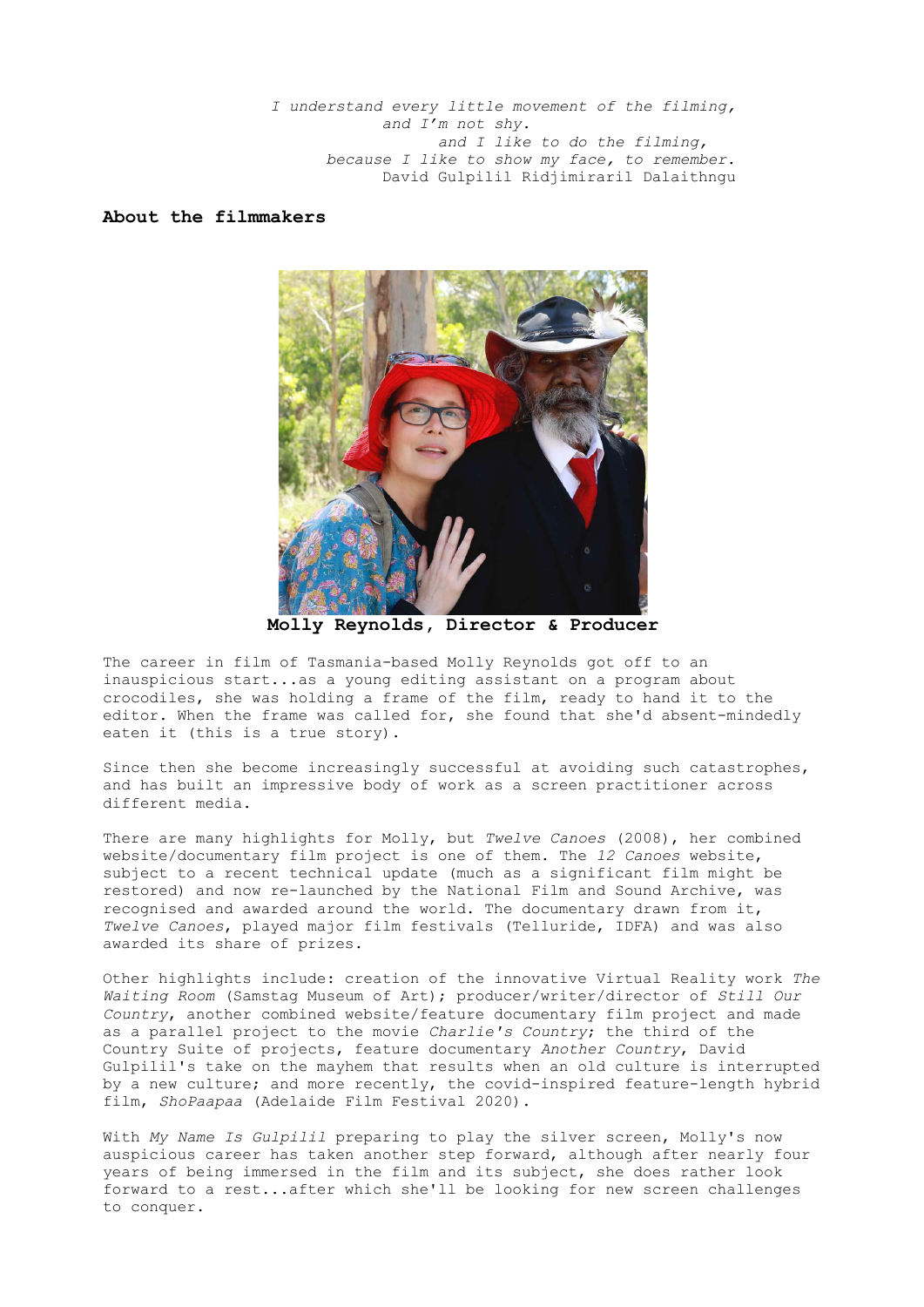*I understand every little movement of the filming,*
*and I'm not shy.*
*and I like to do the filming,*
*because I like to show my face, to remember.*
David Gulpilil Ridjimiraril Dalaithngu

## About the filmmakers

**Molly Reynolds, Director & Producer**

The career in film of Tasmania-based Molly Reynolds got off to an inauspicious start...as a young editing assistant on a program about crocodiles, she was holding a frame of the film, ready to hand it to the editor. When the frame was called for, she found that she'd absent-mindedly eaten it (this is a true story).

Since then she become increasingly successful at avoiding such catastrophes, and has built an impressive body of work as a screen practitioner across different media.

There are many highlights for Molly, but *Twelve Canoes* (2008), her combined website/documentary film project is one of them. The *12 Canoes* website, subject to a recent technical update (much as a significant film might be restored) and now re-launched by the National Film and Sound Archive, was recognised and awarded around the world. The documentary drawn from it, *Twelve Canoes*, played major film festivals (Telluride, IDFA) and was also awarded its share of prizes.

Other highlights include: creation of the innovative Virtual Reality work *The Waiting Room* (Samstag Museum of Art); producer/writer/director of *Still Our Country*, another combined website/feature documentary film project and made as a parallel project to the movie *Charlie's Country*; the third of the Country Suite of projects, feature documentary *Another Country*, David Gulpilil's take on the mayhem that results when an old culture is interrupted by a new culture; and more recently, the covid-inspired feature-length hybrid film, *ShoPaapaa* (Adelaide Film Festival 2020).

With *My Name Is Gulpilil* preparing to play the silver screen, Molly's now auspicious career has taken another step forward, although after nearly four years of being immersed in the film and its subject, she does rather look forward to a rest...after which she'll be looking for new screen challenges to conquer.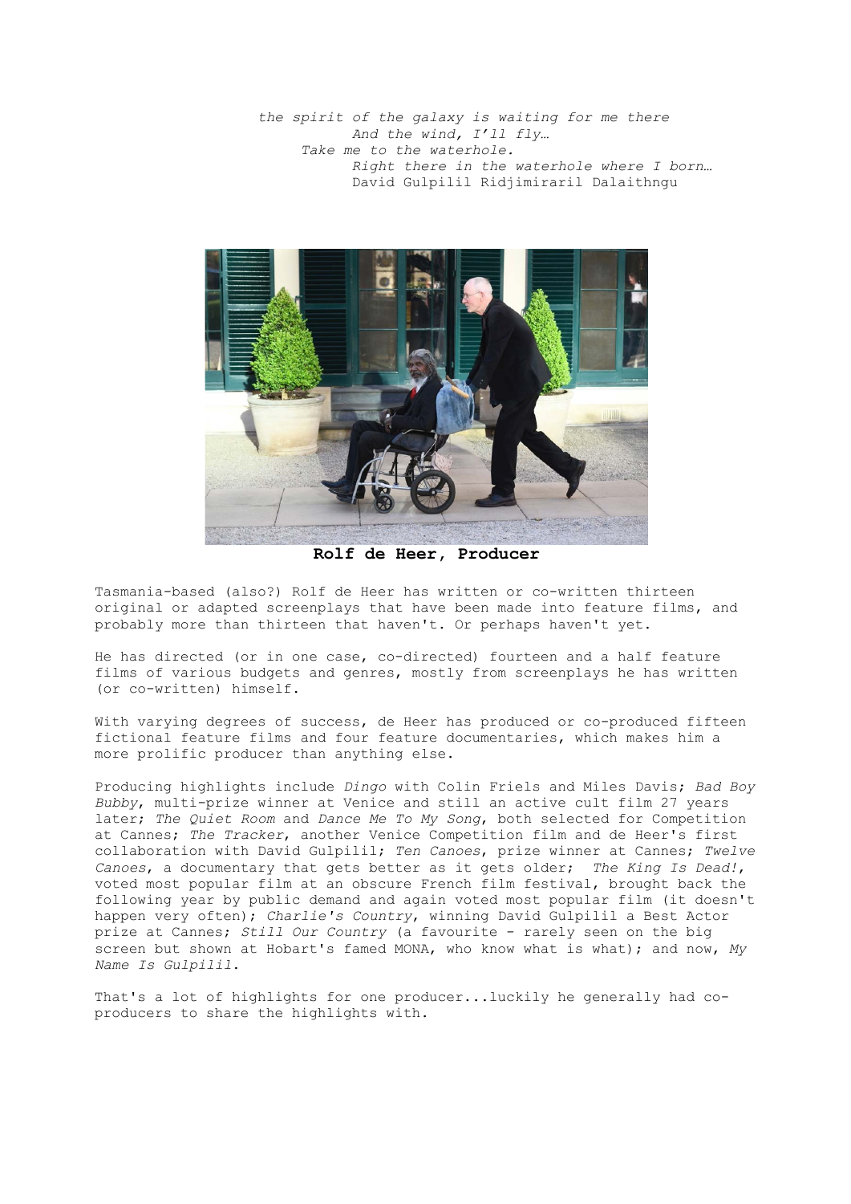*the spirit of the galaxy is waiting for me there*
*And the wind, I'll fly…*
*Take me to the waterhole.*
*Right there in the waterhole where I born…*
David Gulpilil Ridjimiraril Dalaithngu

**Rolf de Heer, Producer**

Tasmania-based (also?) Rolf de Heer has written or co-written thirteen original or adapted screenplays that have been made into feature films, and probably more than thirteen that haven't. Or perhaps haven't yet.

He has directed (or in one case, co-directed) fourteen and a half feature films of various budgets and genres, mostly from screenplays he has written (or co-written) himself.

With varying degrees of success, de Heer has produced or co-produced fifteen fictional feature films and four feature documentaries, which makes him a more prolific producer than anything else.

Producing highlights include *Dingo* with Colin Friels and Miles Davis; *Bad Boy Bubby*, multi-prize winner at Venice and still an active cult film 27 years later; *The Quiet Room* and *Dance Me To My Song*, both selected for Competition at Cannes; *The Tracker*, another Venice Competition film and de Heer's first collaboration with David Gulpilil; *Ten Canoes*, prize winner at Cannes; *Twelve Canoes*, a documentary that gets better as it gets older; *The King Is Dead!*, voted most popular film at an obscure French film festival, brought back the following year by public demand and again voted most popular film (it doesn't happen very often); *Charlie's Country*, winning David Gulpilil a Best Actor prize at Cannes; *Still Our Country* (a favourite - rarely seen on the big screen but shown at Hobart's famed MONA, who know what is what); and now, *My Name Is Gulpilil*.

That's a lot of highlights for one producer...luckily he generally had co-producers to share the highlights with.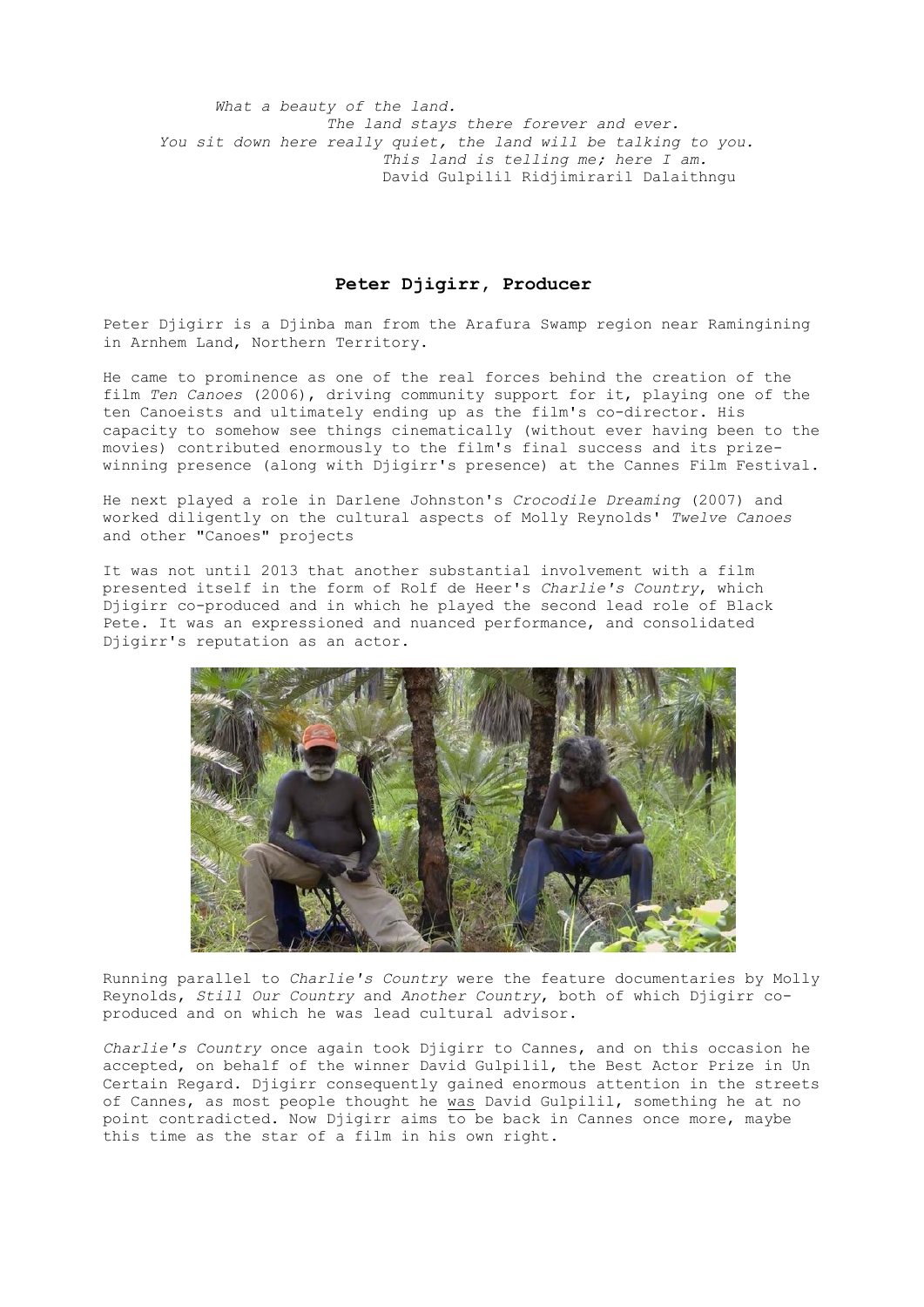*What a beauty of the land.*
*The land stays there forever and ever.*
*You sit down here really quiet, the land will be talking to you.*
*This land is telling me; here I am.*
David Gulpilil Ridjimiraril Dalaithngu

## Peter Djigirr, Producer

Peter Djigirr is a Djinba man from the Arafura Swamp region near Ramingining in Arnhem Land, Northern Territory.

He came to prominence as one of the real forces behind the creation of the film *Ten Canoes* (2006), driving community support for it, playing one of the ten Canoeists and ultimately ending up as the film's co-director. His capacity to somehow see things cinematically (without ever having been to the movies) contributed enormously to the film's final success and its prize-winning presence (along with Djigirr's presence) at the Cannes Film Festival.

He next played a role in Darlene Johnston's *Crocodile Dreaming* (2007) and worked diligently on the cultural aspects of Molly Reynolds' *Twelve Canoes* and other "Canoes" projects

It was not until 2013 that another substantial involvement with a film presented itself in the form of Rolf de Heer's *Charlie's Country*, which Djigirr co-produced and in which he played the second lead role of Black Pete. It was an expressioned and nuanced performance, and consolidated Djigirr's reputation as an actor.

Running parallel to *Charlie's Country* were the feature documentaries by Molly Reynolds, *Still Our Country* and *Another Country*, both of which Djigirr co-produced and on which he was lead cultural advisor.

*Charlie's Country* once again took Djigirr to Cannes, and on this occasion he accepted, on behalf of the winner David Gulpilil, the Best Actor Prize in Un Certain Regard. Djigirr consequently gained enormous attention in the streets of Cannes, as most people thought he was David Gulpilil, something he at no point contradicted. Now Djigirr aims to be back in Cannes once more, maybe this time as the star of a film in his own right.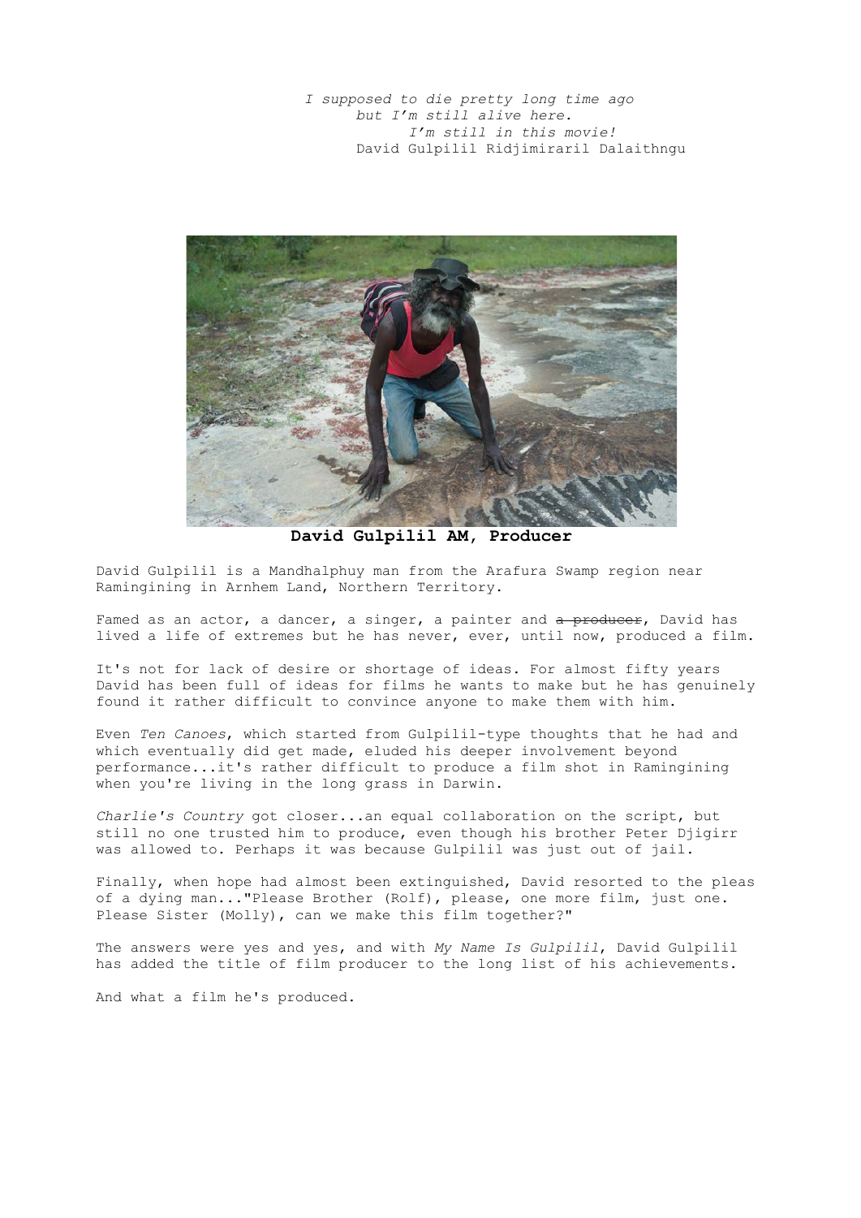*I supposed to die pretty long time ago*
*but I'm still alive here.*
*I'm still in this movie!*
David Gulpilil Ridjimiraril Dalaithngu

**David Gulpilil AM, Producer**

David Gulpilil is a Mandhalphuy man from the Arafura Swamp region near Ramingining in Arnhem Land, Northern Territory.

Famed as an actor, a dancer, a singer, a painter and ~~a producer~~, David has lived a life of extremes but he has never, ever, until now, produced a film.

It's not for lack of desire or shortage of ideas. For almost fifty years David has been full of ideas for films he wants to make but he has genuinely found it rather difficult to convince anyone to make them with him.

Even *Ten Canoes*, which started from Gulpilil-type thoughts that he had and which eventually did get made, eluded his deeper involvement beyond performance...it's rather difficult to produce a film shot in Ramingining when you're living in the long grass in Darwin.

*Charlie's Country* got closer...an equal collaboration on the script, but still no one trusted him to produce, even though his brother Peter Djigirr was allowed to. Perhaps it was because Gulpilil was just out of jail.

Finally, when hope had almost been extinguished, David resorted to the pleas of a dying man..."Please Brother (Rolf), please, one more film, just one. Please Sister (Molly), can we make this film together?"

The answers were yes and yes, and with *My Name Is Gulpilil*, David Gulpilil has added the title of film producer to the long list of his achievements.

And what a film he's produced.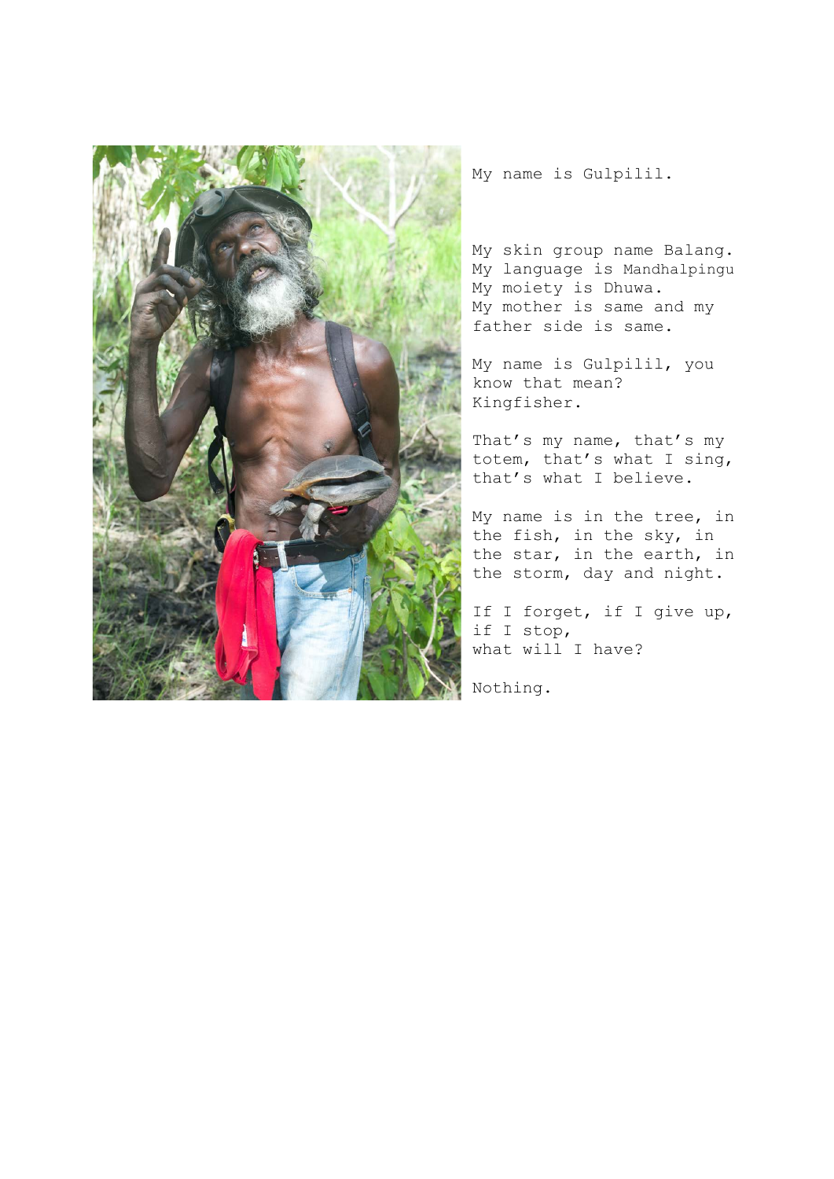My name is Gulpilil.

My skin group name Balang.
My language is Mandhalpingu
My moiety is Dhuwa.
My mother is same and my father side is same.

My name is Gulpilil, you know that mean?
Kingfisher.

That's my name, that's my totem, that's what I sing, that's what I believe.

My name is in the tree, in the fish, in the sky, in the star, in the earth, in the storm, day and night.

If I forget, if I give up, if I stop,
what will I have?

Nothing.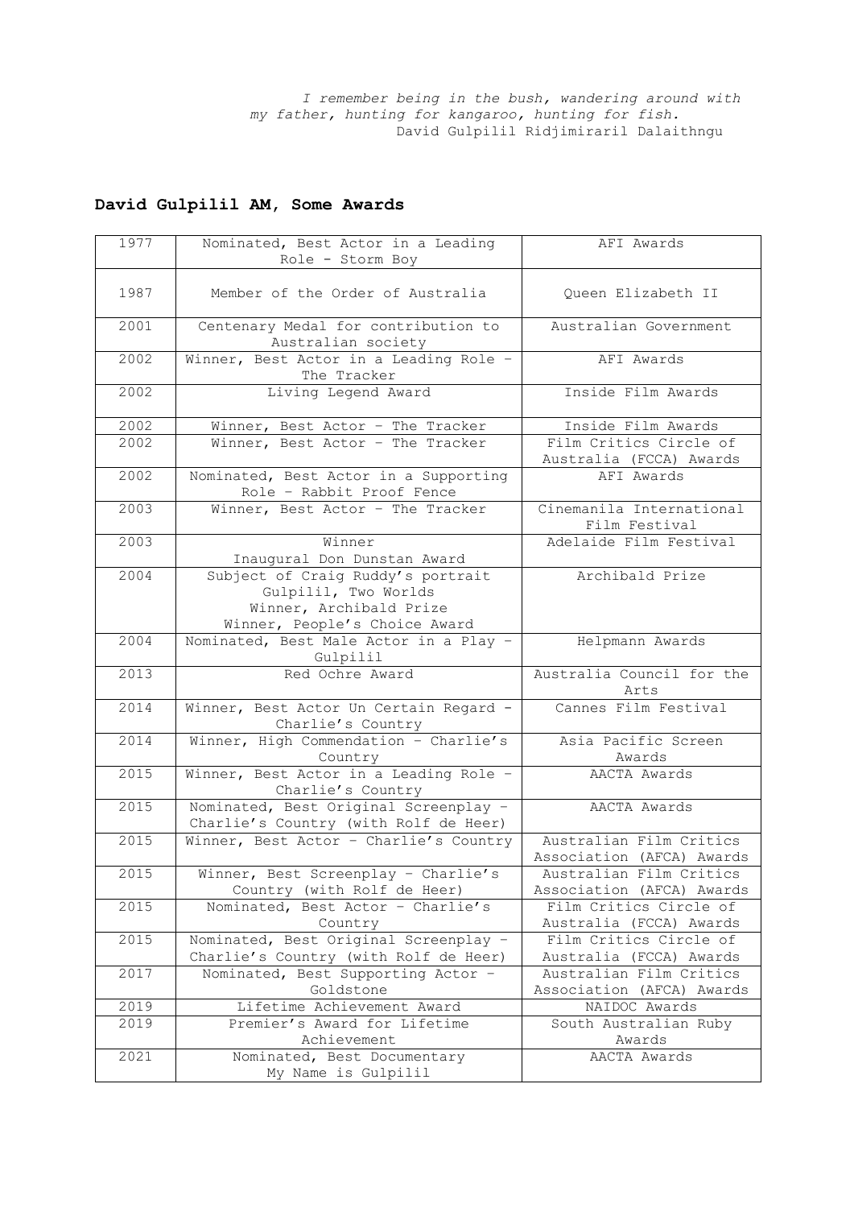*I remember being in the bush, wandering around with my father, hunting for kangaroo, hunting for fish.*
David Gulpilil Ridjimiraril Dalaithngu

## David Gulpilil AM, Some Awards

| | | |
|---|---|---|
| 1977 | Nominated, Best Actor in a Leading Role - Storm Boy | AFI Awards |
| 1987 | Member of the Order of Australia | Queen Elizabeth II |
| 2001 | Centenary Medal for contribution to Australian society | Australian Government |
| 2002 | Winner, Best Actor in a Leading Role – The Tracker | AFI Awards |
| 2002 | Living Legend Award | Inside Film Awards |
| 2002 | Winner, Best Actor – The Tracker | Inside Film Awards |
| 2002 | Winner, Best Actor – The Tracker | Film Critics Circle of Australia (FCCA) Awards |
| 2002 | Nominated, Best Actor in a Supporting Role – Rabbit Proof Fence | AFI Awards |
| 2003 | Winner, Best Actor – The Tracker | Cinemanila International Film Festival |
| 2003 | Winner<br>Inaugural Don Dunstan Award | Adelaide Film Festival |
| 2004 | Subject of Craig Ruddy's portrait Gulpilil, Two Worlds<br>Winner, Archibald Prize<br>Winner, People's Choice Award | Archibald Prize |
| 2004 | Nominated, Best Male Actor in a Play – Gulpilil | Helpmann Awards |
| 2013 | Red Ochre Award | Australia Council for the Arts |
| 2014 | Winner, Best Actor Un Certain Regard – Charlie's Country | Cannes Film Festival |
| 2014 | Winner, High Commendation – Charlie's Country | Asia Pacific Screen Awards |
| 2015 | Winner, Best Actor in a Leading Role – Charlie's Country | AACTA Awards |
| 2015 | Nominated, Best Original Screenplay – Charlie's Country (with Rolf de Heer) | AACTA Awards |
| 2015 | Winner, Best Actor – Charlie's Country | Australian Film Critics Association (AFCA) Awards |
| 2015 | Winner, Best Screenplay – Charlie's Country (with Rolf de Heer) | Australian Film Critics Association (AFCA) Awards |
| 2015 | Nominated, Best Actor – Charlie's Country | Film Critics Circle of Australia (FCCA) Awards |
| 2015 | Nominated, Best Original Screenplay – Charlie's Country (with Rolf de Heer) | Film Critics Circle of Australia (FCCA) Awards |
| 2017 | Nominated, Best Supporting Actor – Goldstone | Australian Film Critics Association (AFCA) Awards |
| 2019 | Lifetime Achievement Award | NAIDOC Awards |
| 2019 | Premier's Award for Lifetime Achievement | South Australian Ruby Awards |
| 2021 | Nominated, Best Documentary<br>My Name is Gulpilil | AACTA Awards |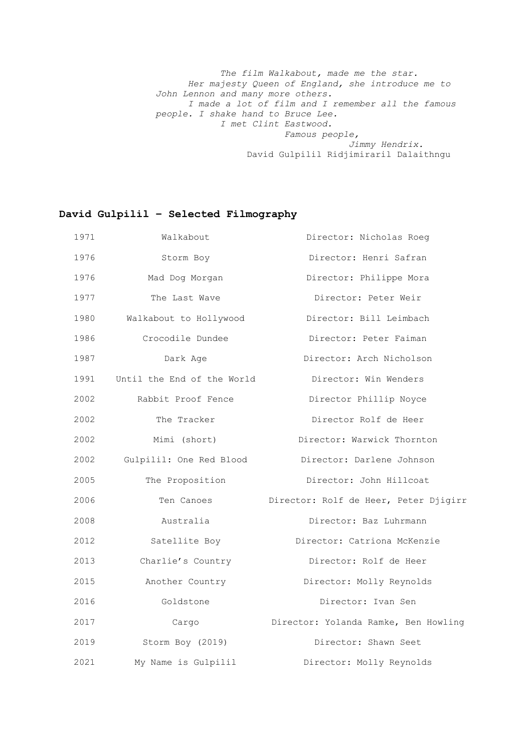*The film Walkabout, made me the star.*
*Her majesty Queen of England, she introduce me to John Lennon and many more others.*
*I made a lot of film and I remember all the famous people. I shake hand to Bruce Lee.*
*I met Clint Eastwood.*
*Famous people,*
*Jimmy Hendrix.*

David Gulpilil Ridjimiraril Dalaithngu

## David Gulpilil – Selected Filmography

| | | |
|---|---|---|
| 1971 | Walkabout | Director: Nicholas Roeg |
| 1976 | Storm Boy | Director: Henri Safran |
| 1976 | Mad Dog Morgan | Director: Philippe Mora |
| 1977 | The Last Wave | Director: Peter Weir |
| 1980 | Walkabout to Hollywood | Director: Bill Leimbach |
| 1986 | Crocodile Dundee | Director: Peter Faiman |
| 1987 | Dark Age | Director: Arch Nicholson |
| 1991 | Until the End of the World | Director: Win Wenders |
| 2002 | Rabbit Proof Fence | Director Phillip Noyce |
| 2002 | The Tracker | Director Rolf de Heer |
| 2002 | Mimi (short) | Director: Warwick Thornton |
| 2002 | Gulpilil: One Red Blood | Director: Darlene Johnson |
| 2005 | The Proposition | Director: John Hillcoat |
| 2006 | Ten Canoes | Director: Rolf de Heer, Peter Djigirr |
| 2008 | Australia | Director: Baz Luhrmann |
| 2012 | Satellite Boy | Director: Catriona McKenzie |
| 2013 | Charlie's Country | Director: Rolf de Heer |
| 2015 | Another Country | Director: Molly Reynolds |
| 2016 | Goldstone | Director: Ivan Sen |
| 2017 | Cargo | Director: Yolanda Ramke, Ben Howling |
| 2019 | Storm Boy (2019) | Director: Shawn Seet |
| 2021 | My Name is Gulpilil | Director: Molly Reynolds |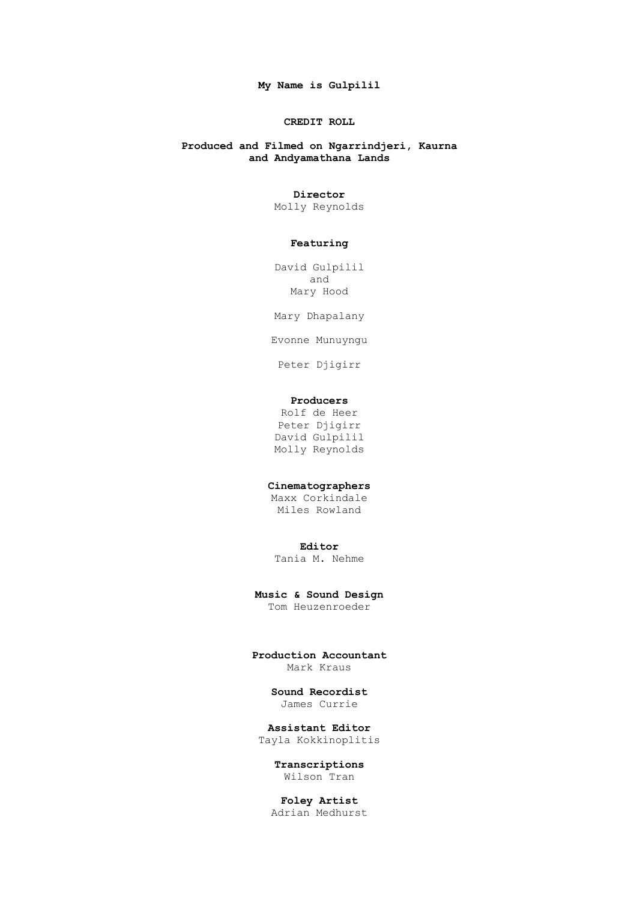**My Name is Gulpilil**

**CREDIT ROLL**

**Produced and Filmed on Ngarrindjeri, Kaurna and Andyamathana Lands**

**Director**
Molly Reynolds

**Featuring**

David Gulpilil
and
Mary Hood

Mary Dhapalany

Evonne Munuyngu

Peter Djigirr

**Producers**
Rolf de Heer
Peter Djigirr
David Gulpilil
Molly Reynolds

**Cinematographers**
Maxx Corkindale
Miles Rowland

**Editor**
Tania M. Nehme

**Music & Sound Design**
Tom Heuzenroeder

**Production Accountant**
Mark Kraus

**Sound Recordist**
James Currie

**Assistant Editor**
Tayla Kokkinoplitis

**Transcriptions**
Wilson Tran

**Foley Artist**
Adrian Medhurst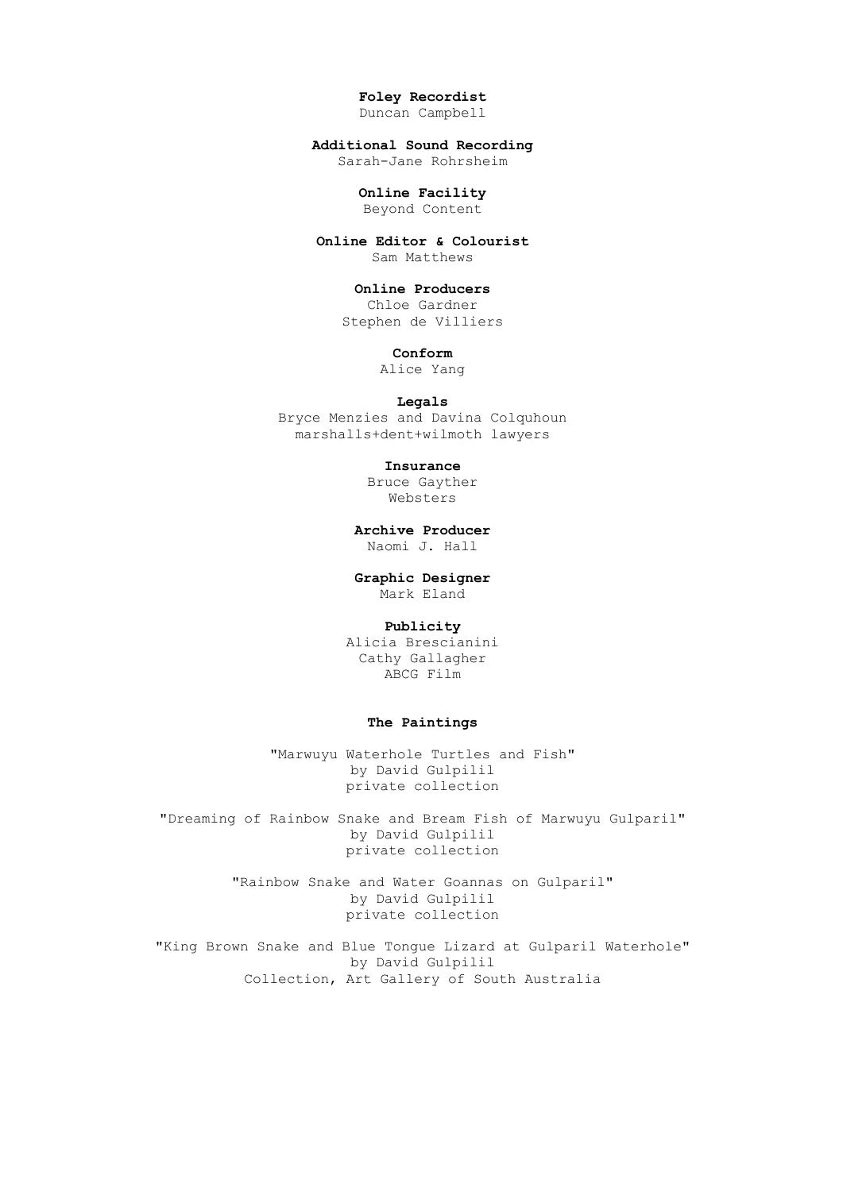**Foley Recordist**
Duncan Campbell

**Additional Sound Recording**
Sarah-Jane Rohrsheim

**Online Facility**
Beyond Content

**Online Editor & Colourist**
Sam Matthews

**Online Producers**
Chloe Gardner
Stephen de Villiers

**Conform**
Alice Yang

**Legals**
Bryce Menzies and Davina Colquhoun
marshalls+dent+wilmoth lawyers

**Insurance**
Bruce Gayther
Websters

**Archive Producer**
Naomi J. Hall

**Graphic Designer**
Mark Eland

**Publicity**
Alicia Brescianini
Cathy Gallagher
ABCG Film

**The Paintings**

"Marwuyu Waterhole Turtles and Fish"
by David Gulpilil
private collection

"Dreaming of Rainbow Snake and Bream Fish of Marwuyu Gulparil"
by David Gulpilil
private collection

"Rainbow Snake and Water Goannas on Gulparil"
by David Gulpilil
private collection

"King Brown Snake and Blue Tongue Lizard at Gulparil Waterhole"
by David Gulpilil
Collection, Art Gallery of South Australia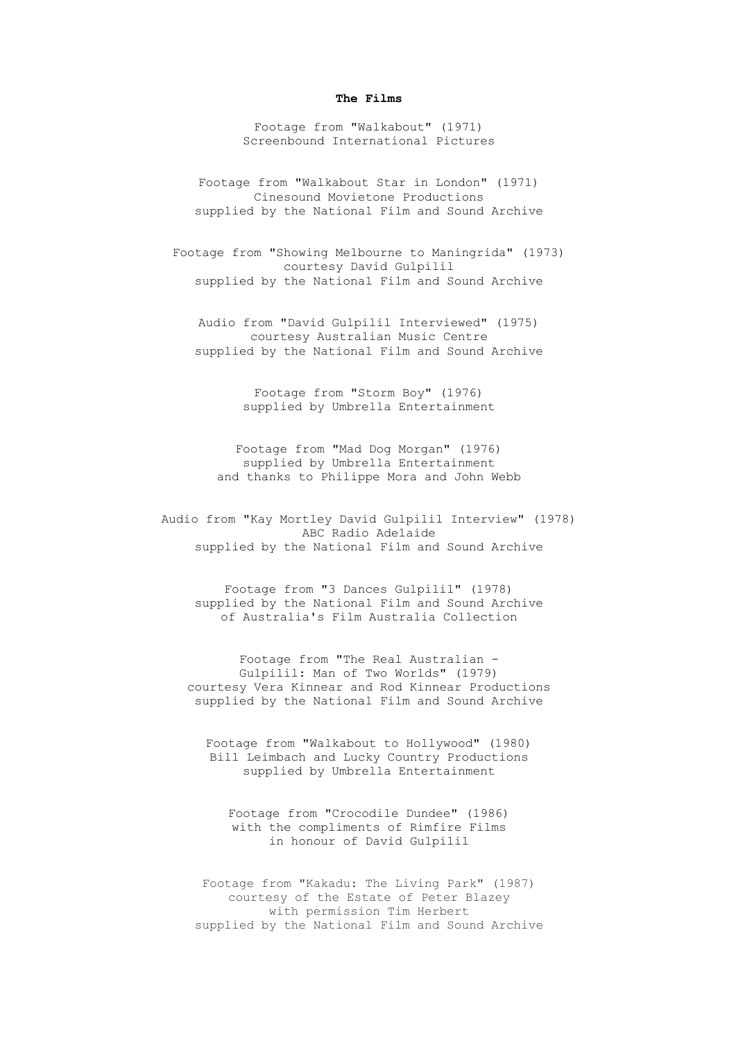**The Films**

Footage from "Walkabout" (1971)
Screenbound International Pictures

Footage from "Walkabout Star in London" (1971)
Cinesound Movietone Productions
supplied by the National Film and Sound Archive

Footage from "Showing Melbourne to Maningrida" (1973)
courtesy David Gulpilil
supplied by the National Film and Sound Archive

Audio from "David Gulpilil Interviewed" (1975)
courtesy Australian Music Centre
supplied by the National Film and Sound Archive

Footage from "Storm Boy" (1976)
supplied by Umbrella Entertainment

Footage from "Mad Dog Morgan" (1976)
supplied by Umbrella Entertainment
and thanks to Philippe Mora and John Webb

Audio from "Kay Mortley David Gulpilil Interview" (1978)
ABC Radio Adelaide
supplied by the National Film and Sound Archive

Footage from "3 Dances Gulpilil" (1978)
supplied by the National Film and Sound Archive
of Australia's Film Australia Collection

Footage from "The Real Australian -
Gulpilil: Man of Two Worlds" (1979)
courtesy Vera Kinnear and Rod Kinnear Productions
supplied by the National Film and Sound Archive

Footage from "Walkabout to Hollywood" (1980)
Bill Leimbach and Lucky Country Productions
supplied by Umbrella Entertainment

Footage from "Crocodile Dundee" (1986)
with the compliments of Rimfire Films
in honour of David Gulpilil

Footage from "Kakadu: The Living Park" (1987)
courtesy of the Estate of Peter Blazey
with permission Tim Herbert
supplied by the National Film and Sound Archive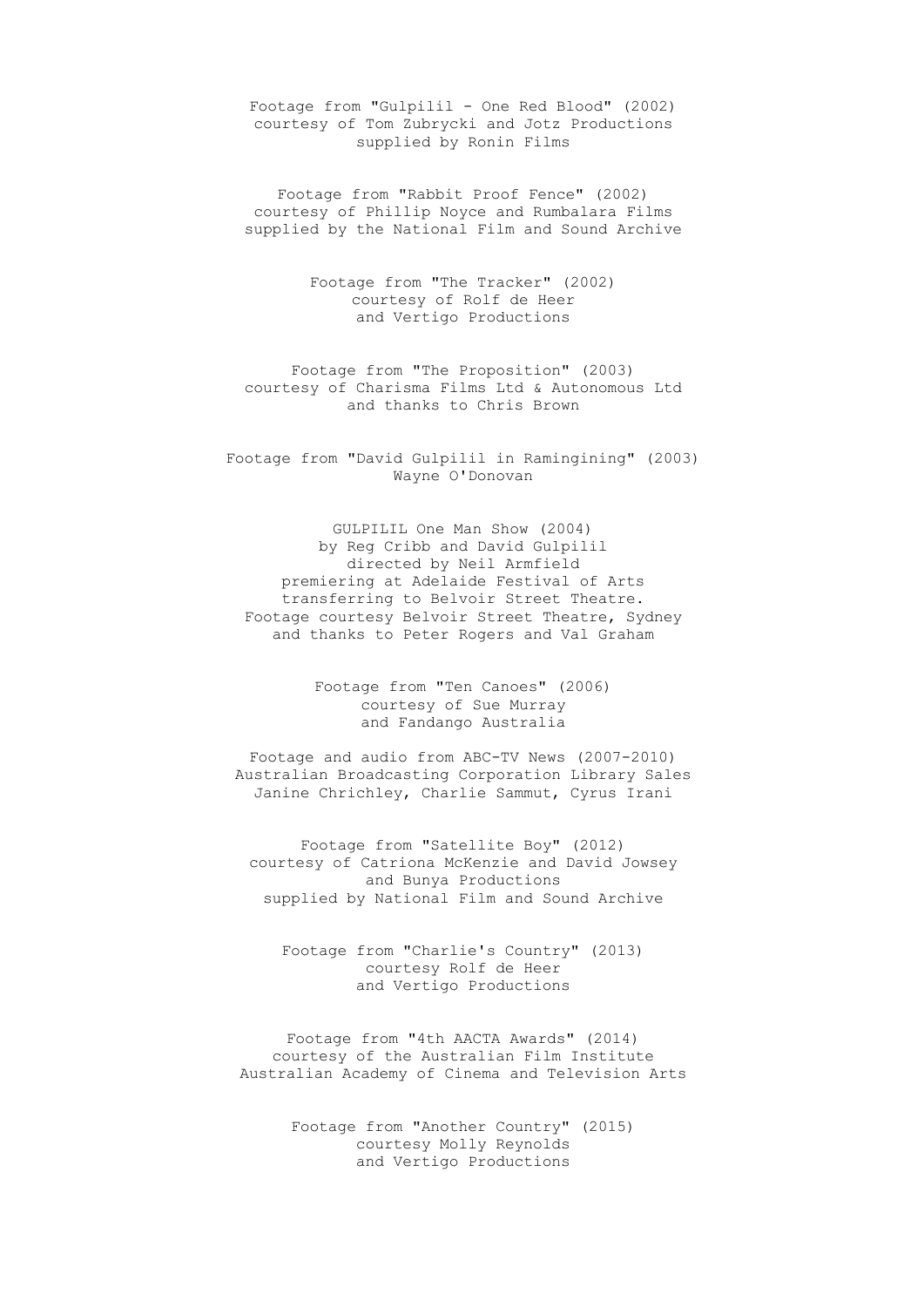Footage from "Gulpilil - One Red Blood" (2002)
courtesy of Tom Zubrycki and Jotz Productions
supplied by Ronin Films

Footage from "Rabbit Proof Fence" (2002)
courtesy of Phillip Noyce and Rumbalara Films
supplied by the National Film and Sound Archive

Footage from "The Tracker" (2002)
courtesy of Rolf de Heer
and Vertigo Productions

Footage from "The Proposition" (2003)
courtesy of Charisma Films Ltd & Autonomous Ltd
and thanks to Chris Brown

Footage from "David Gulpilil in Ramingining" (2003)
Wayne O'Donovan

GULPILIL One Man Show (2004)
by Reg Cribb and David Gulpilil
directed by Neil Armfield
premiering at Adelaide Festival of Arts
transferring to Belvoir Street Theatre.
Footage courtesy Belvoir Street Theatre, Sydney
and thanks to Peter Rogers and Val Graham

Footage from "Ten Canoes" (2006)
courtesy of Sue Murray
and Fandango Australia

Footage and audio from ABC-TV News (2007-2010)
Australian Broadcasting Corporation Library Sales
Janine Chrichley, Charlie Sammut, Cyrus Irani

Footage from "Satellite Boy" (2012)
courtesy of Catriona McKenzie and David Jowsey
and Bunya Productions
supplied by National Film and Sound Archive

Footage from "Charlie's Country" (2013)
courtesy Rolf de Heer
and Vertigo Productions

Footage from "4th AACTA Awards" (2014)
courtesy of the Australian Film Institute
Australian Academy of Cinema and Television Arts

Footage from "Another Country" (2015)
courtesy Molly Reynolds
and Vertigo Productions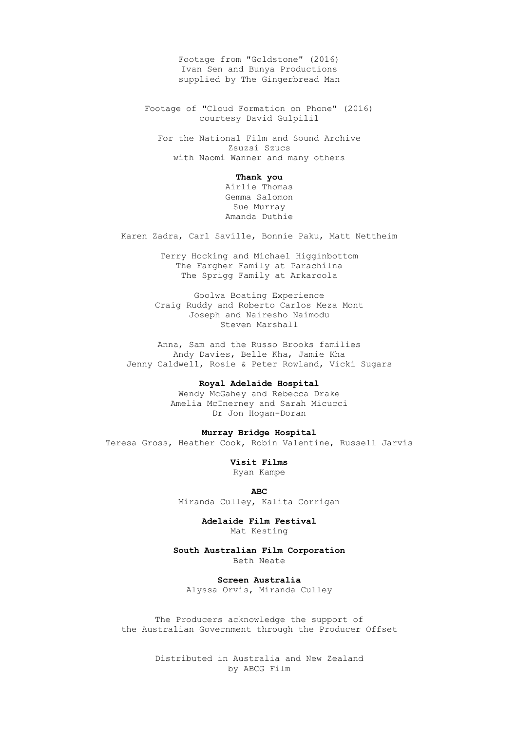Footage from "Goldstone" (2016)
Ivan Sen and Bunya Productions
supplied by The Gingerbread Man

Footage of "Cloud Formation on Phone" (2016)
courtesy David Gulpilil

For the National Film and Sound Archive
Zsuzsi Szucs
with Naomi Wanner and many others

**Thank you**
Airlie Thomas
Gemma Salomon
Sue Murray
Amanda Duthie

Karen Zadra, Carl Saville, Bonnie Paku, Matt Nettheim

Terry Hocking and Michael Higginbottom
The Fargher Family at Parachilna
The Sprigg Family at Arkaroola

Goolwa Boating Experience
Craig Ruddy and Roberto Carlos Meza Mont
Joseph and Nairesho Naimodu
Steven Marshall

Anna, Sam and the Russo Brooks families
Andy Davies, Belle Kha, Jamie Kha
Jenny Caldwell, Rosie & Peter Rowland, Vicki Sugars

**Royal Adelaide Hospital**
Wendy McGahey and Rebecca Drake
Amelia McInerney and Sarah Micucci
Dr Jon Hogan-Doran

**Murray Bridge Hospital**
Teresa Gross, Heather Cook, Robin Valentine, Russell Jarvis

**Visit Films**
Ryan Kampe

**ABC**
Miranda Culley, Kalita Corrigan

**Adelaide Film Festival**
Mat Kesting

**South Australian Film Corporation**
Beth Neate

**Screen Australia**
Alyssa Orvis, Miranda Culley

The Producers acknowledge the support of
the Australian Government through the Producer Offset

Distributed in Australia and New Zealand
by ABCG Film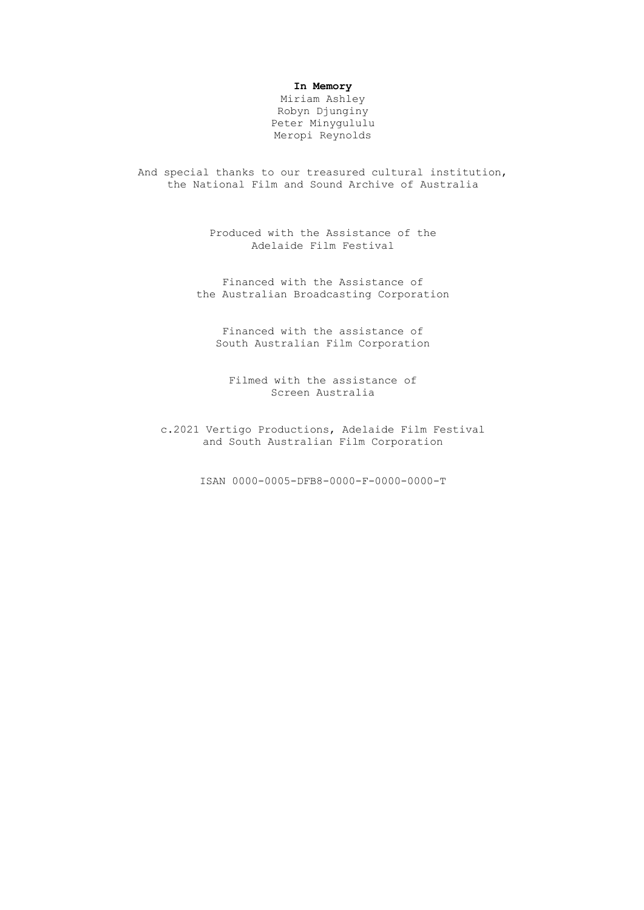**In Memory**

Miriam Ashley
Robyn Djunginy
Peter Minygululu
Meropi Reynolds

And special thanks to our treasured cultural institution, the National Film and Sound Archive of Australia

Produced with the Assistance of the Adelaide Film Festival

Financed with the Assistance of the Australian Broadcasting Corporation

Financed with the assistance of South Australian Film Corporation

Filmed with the assistance of Screen Australia

c.2021 Vertigo Productions, Adelaide Film Festival and South Australian Film Corporation

ISAN 0000-0005-DFB8-0000-F-0000-0000-T